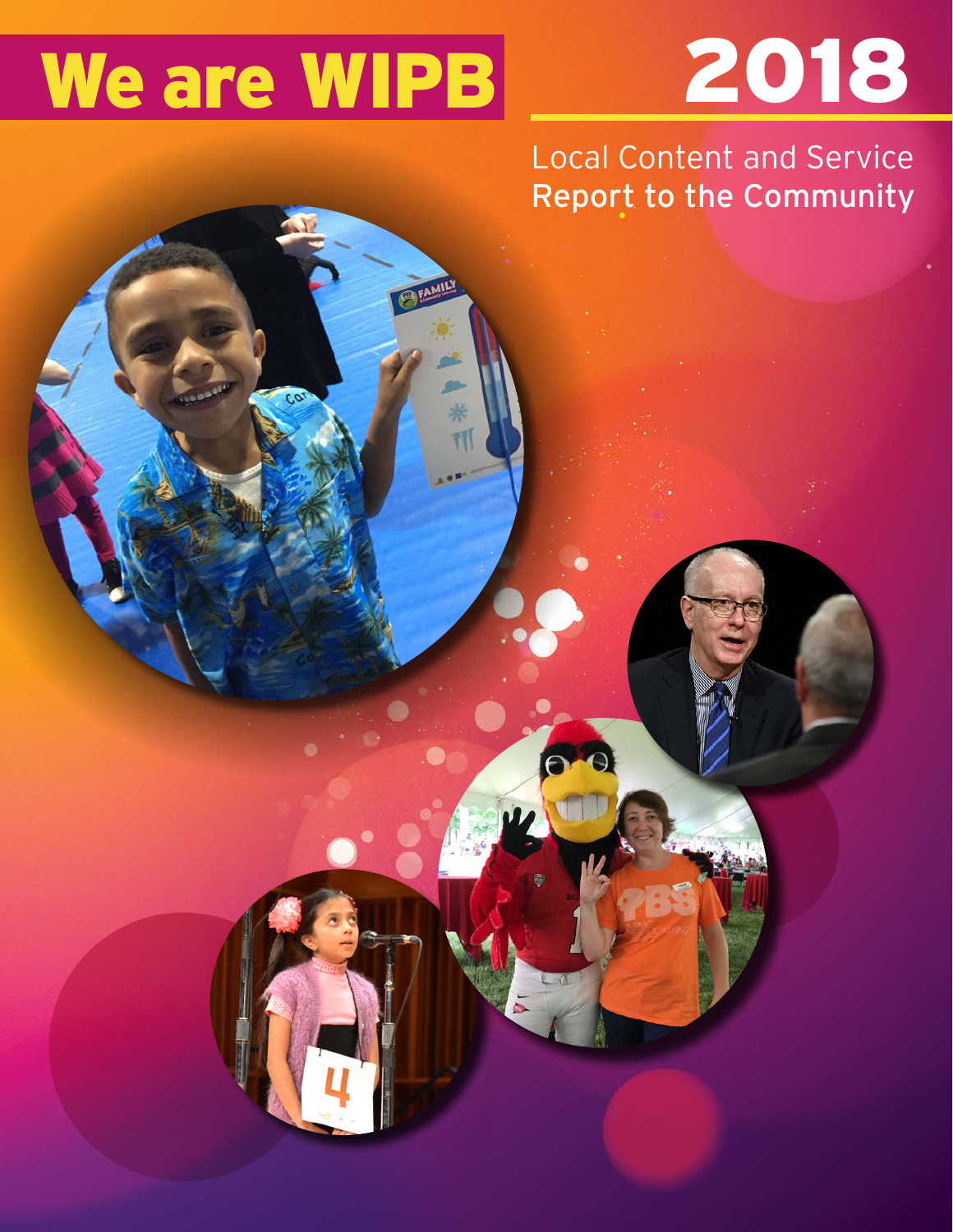# We are WIPB 2018

Local Content and Service
Report to the Community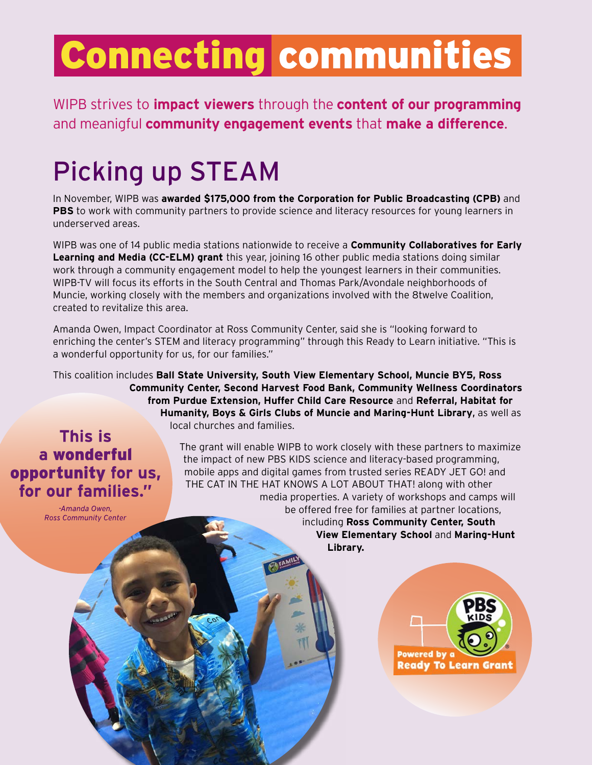# Connecting communities

WIPB strives to **impact viewers** through the **content of our programming** and meanigful **community engagement events** that **make a difference**.

## Picking up STEAM

In November, WIPB was **awarded $175,000 from the Corporation for Public Broadcasting (CPB)** and **PBS** to work with community partners to provide science and literacy resources for young learners in underserved areas.

WIPB was one of 14 public media stations nationwide to receive a **Community Collaboratives for Early Learning and Media (CC-ELM) grant** this year, joining 16 other public media stations doing similar work through a community engagement model to help the youngest learners in their communities. WIPB-TV will focus its efforts in the South Central and Thomas Park/Avondale neighborhoods of Muncie, working closely with the members and organizations involved with the 8twelve Coalition, created to revitalize this area.

Amanda Owen, Impact Coordinator at Ross Community Center, said she is "looking forward to enriching the center's STEM and literacy programming" through this Ready to Learn initiative. "This is a wonderful opportunity for us, for our families."

This coalition includes **Ball State University, South View Elementary School, Muncie BY5, Ross Community Center, Second Harvest Food Bank, Community Wellness Coordinators from Purdue Extension, Huffer Child Care Resource** and **Referral, Habitat for Humanity, Boys & Girls Clubs of Muncie and Maring-Hunt Library,** as well as local churches and families.

**This is a wonderful opportunity for us, for our families."**

*-Amanda Owen, Ross Community Center*

The grant will enable WIPB to work closely with these partners to maximize the impact of new PBS KIDS science and literacy-based programming, mobile apps and digital games from trusted series READY JET GO! and THE CAT IN THE HAT KNOWS A LOT ABOUT THAT! along with other media properties. A variety of workshops and camps will be offered free for families at partner locations, including **Ross Community Center, South View Elementary School** and **Maring-Hunt Library.**

PBS KIDS Powered by a Ready To Learn Grant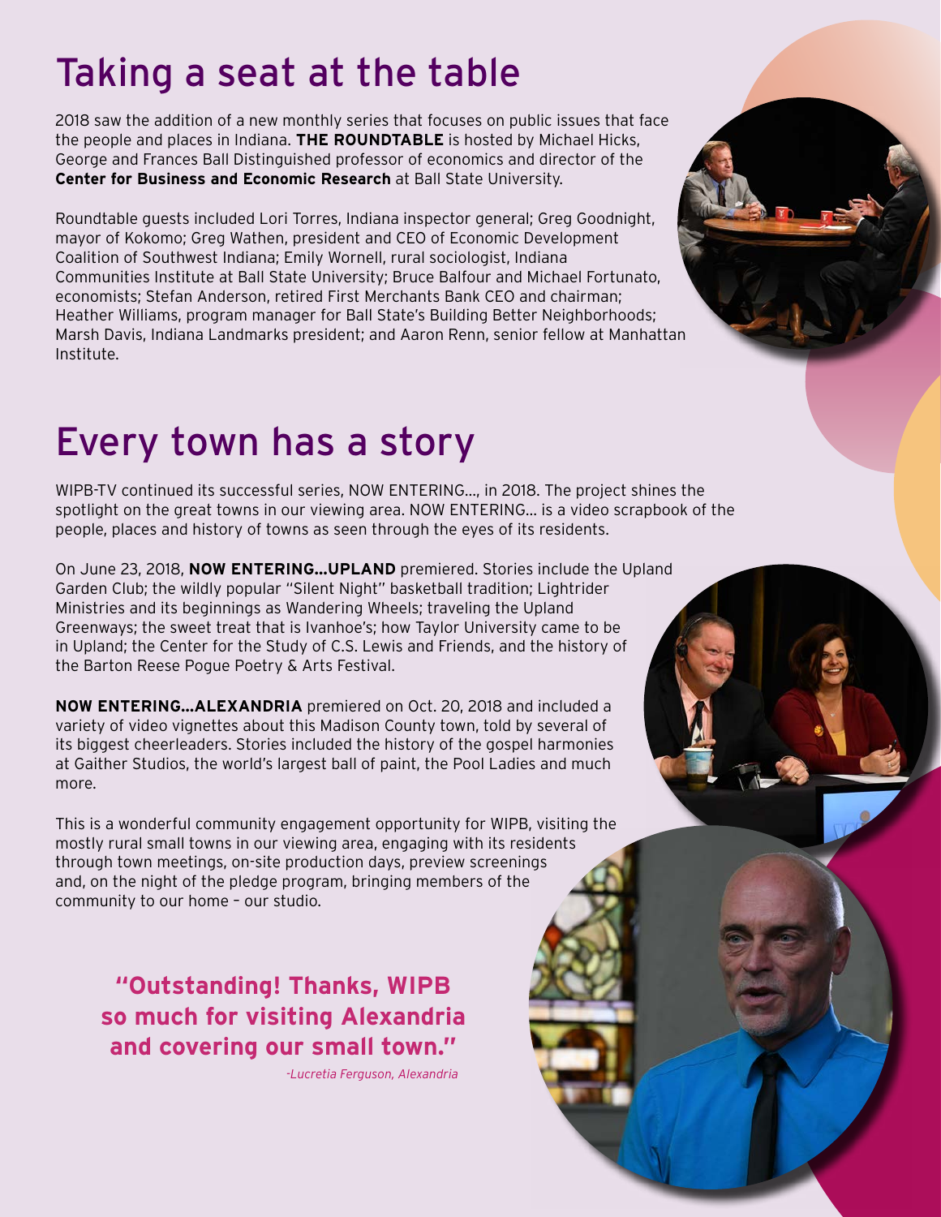# Taking a seat at the table

2018 saw the addition of a new monthly series that focuses on public issues that face the people and places in Indiana. **THE ROUNDTABLE** is hosted by Michael Hicks, George and Frances Ball Distinguished professor of economics and director of the **Center for Business and Economic Research** at Ball State University.

Roundtable guests included Lori Torres, Indiana inspector general; Greg Goodnight, mayor of Kokomo; Greg Wathen, president and CEO of Economic Development Coalition of Southwest Indiana; Emily Wornell, rural sociologist, Indiana Communities Institute at Ball State University; Bruce Balfour and Michael Fortunato, economists; Stefan Anderson, retired First Merchants Bank CEO and chairman; Heather Williams, program manager for Ball State's Building Better Neighborhoods; Marsh Davis, Indiana Landmarks president; and Aaron Renn, senior fellow at Manhattan Institute.

# Every town has a story

WIPB-TV continued its successful series, NOW ENTERING..., in 2018. The project shines the spotlight on the great towns in our viewing area. NOW ENTERING... is a video scrapbook of the people, places and history of towns as seen through the eyes of its residents.

On June 23, 2018, **NOW ENTERING...UPLAND** premiered. Stories include the Upland Garden Club; the wildly popular "Silent Night" basketball tradition; Lightrider Ministries and its beginnings as Wandering Wheels; traveling the Upland Greenways; the sweet treat that is Ivanhoe's; how Taylor University came to be in Upland; the Center for the Study of C.S. Lewis and Friends, and the history of the Barton Reese Pogue Poetry & Arts Festival.

**NOW ENTERING...ALEXANDRIA** premiered on Oct. 20, 2018 and included a variety of video vignettes about this Madison County town, told by several of its biggest cheerleaders. Stories included the history of the gospel harmonies at Gaither Studios, the world's largest ball of paint, the Pool Ladies and much more.

This is a wonderful community engagement opportunity for WIPB, visiting the mostly rural small towns in our viewing area, engaging with its residents through town meetings, on-site production days, preview screenings and, on the night of the pledge program, bringing members of the community to our home – our studio.

> **"Outstanding! Thanks, WIPB so much for visiting Alexandria and covering our small town."**
>
> *-Lucretia Ferguson, Alexandria*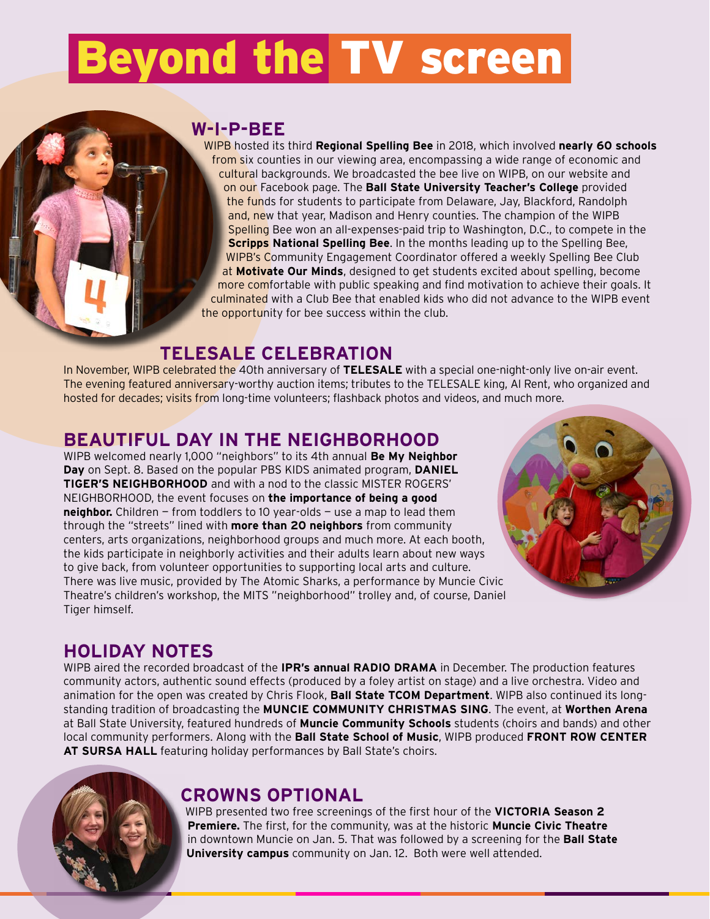# Beyond the TV screen

## W-I-P-BEE

WIPB hosted its third **Regional Spelling Bee** in 2018, which involved **nearly 60 schools** from six counties in our viewing area, encompassing a wide range of economic and cultural backgrounds. We broadcasted the bee live on WIPB, on our website and on our Facebook page. The **Ball State University Teacher's College** provided the funds for students to participate from Delaware, Jay, Blackford, Randolph and, new that year, Madison and Henry counties. The champion of the WIPB Spelling Bee won an all-expenses-paid trip to Washington, D.C., to compete in the **Scripps National Spelling Bee**. In the months leading up to the Spelling Bee, WIPB's Community Engagement Coordinator offered a weekly Spelling Bee Club at **Motivate Our Minds**, designed to get students excited about spelling, become more comfortable with public speaking and find motivation to achieve their goals. It culminated with a Club Bee that enabled kids who did not advance to the WIPB event the opportunity for bee success within the club.

## TELESALE CELEBRATION

In November, WIPB celebrated the 40th anniversary of **TELESALE** with a special one-night-only live on-air event. The evening featured anniversary-worthy auction items; tributes to the TELESALE king, Al Rent, who organized and hosted for decades; visits from long-time volunteers; flashback photos and videos, and much more.

## BEAUTIFUL DAY IN THE NEIGHBORHOOD

WIPB welcomed nearly 1,000 "neighbors" to its 4th annual **Be My Neighbor Day** on Sept. 8. Based on the popular PBS KIDS animated program, **DANIEL TIGER'S NEIGHBORHOOD** and with a nod to the classic MISTER ROGERS' NEIGHBORHOOD, the event focuses on **the importance of being a good neighbor.** Children — from toddlers to 10 year-olds — use a map to lead them through the "streets" lined with **more than 20 neighbors** from community centers, arts organizations, neighborhood groups and much more. At each booth, the kids participate in neighborly activities and their adults learn about new ways to give back, from volunteer opportunities to supporting local arts and culture. There was live music, provided by The Atomic Sharks, a performance by Muncie Civic Theatre's children's workshop, the MITS "neighborhood" trolley and, of course, Daniel Tiger himself.

## HOLIDAY NOTES

WIPB aired the recorded broadcast of the **IPR's annual RADIO DRAMA** in December. The production features community actors, authentic sound effects (produced by a foley artist on stage) and a live orchestra. Video and animation for the open was created by Chris Flook, **Ball State TCOM Department**. WIPB also continued its long-standing tradition of broadcasting the **MUNCIE COMMUNITY CHRISTMAS SING**. The event, at **Worthen Arena** at Ball State University, featured hundreds of **Muncie Community Schools** students (choirs and bands) and other local community performers. Along with the **Ball State School of Music**, WIPB produced **FRONT ROW CENTER AT SURSA HALL** featuring holiday performances by Ball State's choirs.

## CROWNS OPTIONAL

WIPB presented two free screenings of the first hour of the **VICTORIA Season 2 Premiere.** The first, for the community, was at the historic **Muncie Civic Theatre** in downtown Muncie on Jan. 5. That was followed by a screening for the **Ball State University campus** community on Jan. 12. Both were well attended.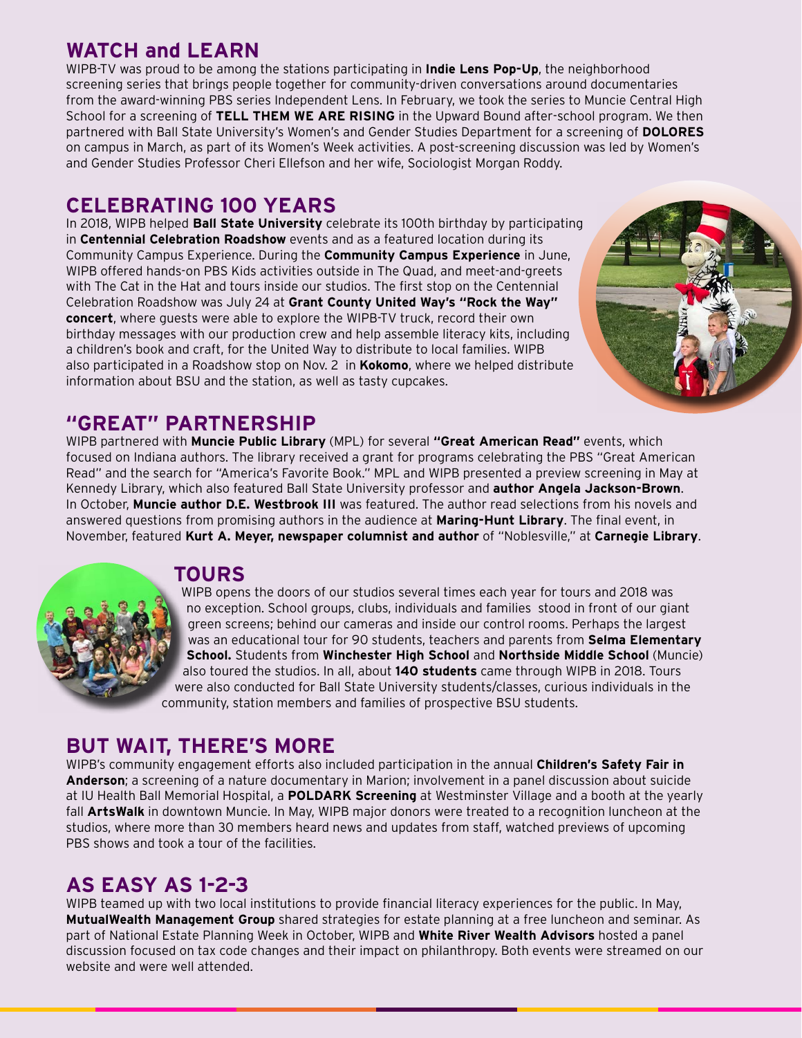## WATCH and LEARN

WIPB-TV was proud to be among the stations participating in **Indie Lens Pop-Up**, the neighborhood screening series that brings people together for community-driven conversations around documentaries from the award-winning PBS series Independent Lens. In February, we took the series to Muncie Central High School for a screening of **TELL THEM WE ARE RISING** in the Upward Bound after-school program. We then partnered with Ball State University's Women's and Gender Studies Department for a screening of **DOLORES** on campus in March, as part of its Women's Week activities. A post-screening discussion was led by Women's and Gender Studies Professor Cheri Ellefson and her wife, Sociologist Morgan Roddy.

## CELEBRATING 100 YEARS

In 2018, WIPB helped **Ball State University** celebrate its 100th birthday by participating in **Centennial Celebration Roadshow** events and as a featured location during its Community Campus Experience. During the **Community Campus Experience** in June, WIPB offered hands-on PBS Kids activities outside in The Quad, and meet-and-greets with The Cat in the Hat and tours inside our studios. The first stop on the Centennial Celebration Roadshow was July 24 at **Grant County United Way's "Rock the Way" concert**, where guests were able to explore the WIPB-TV truck, record their own birthday messages with our production crew and help assemble literacy kits, including a children's book and craft, for the United Way to distribute to local families. WIPB also participated in a Roadshow stop on Nov. 2 in **Kokomo**, where we helped distribute information about BSU and the station, as well as tasty cupcakes.

## "GREAT" PARTNERSHIP

WIPB partnered with **Muncie Public Library** (MPL) for several **"Great American Read"** events, which focused on Indiana authors. The library received a grant for programs celebrating the PBS "Great American Read" and the search for "America's Favorite Book." MPL and WIPB presented a preview screening in May at Kennedy Library, which also featured Ball State University professor and **author Angela Jackson-Brown**. In October, **Muncie author D.E. Westbrook III** was featured. The author read selections from his novels and answered questions from promising authors in the audience at **Maring-Hunt Library**. The final event, in November, featured **Kurt A. Meyer, newspaper columnist and author** of "Noblesville," at **Carnegie Library**.

## TOURS

WIPB opens the doors of our studios several times each year for tours and 2018 was no exception. School groups, clubs, individuals and families stood in front of our giant green screens; behind our cameras and inside our control rooms. Perhaps the largest was an educational tour for 90 students, teachers and parents from **Selma Elementary School.** Students from **Winchester High School** and **Northside Middle School** (Muncie) also toured the studios. In all, about **140 students** came through WIPB in 2018. Tours were also conducted for Ball State University students/classes, curious individuals in the community, station members and families of prospective BSU students.

## BUT WAIT, THERE'S MORE

WIPB's community engagement efforts also included participation in the annual **Children's Safety Fair in Anderson**; a screening of a nature documentary in Marion; involvement in a panel discussion about suicide at IU Health Ball Memorial Hospital, a **POLDARK Screening** at Westminster Village and a booth at the yearly fall **ArtsWalk** in downtown Muncie. In May, WIPB major donors were treated to a recognition luncheon at the studios, where more than 30 members heard news and updates from staff, watched previews of upcoming PBS shows and took a tour of the facilities.

## AS EASY AS 1-2-3

WIPB teamed up with two local institutions to provide financial literacy experiences for the public. In May, **MutualWealth Management Group** shared strategies for estate planning at a free luncheon and seminar. As part of National Estate Planning Week in October, WIPB and **White River Wealth Advisors** hosted a panel discussion focused on tax code changes and their impact on philanthropy. Both events were streamed on our website and were well attended.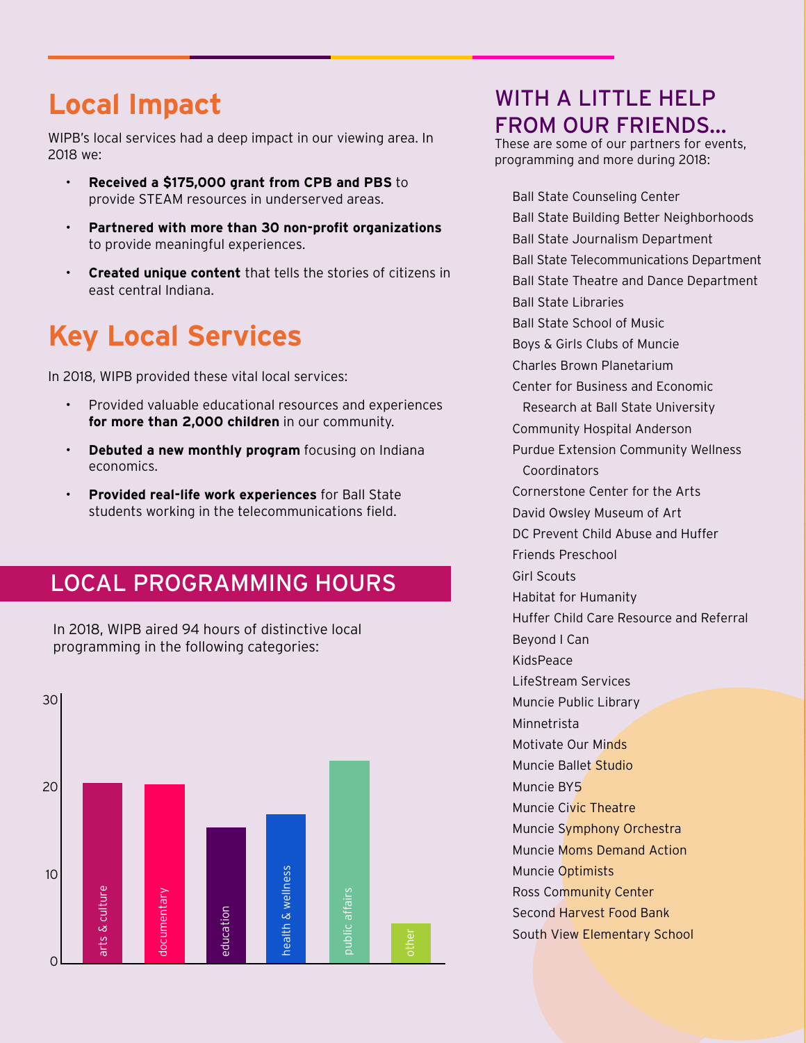## Local Impact

WIPB's local services had a deep impact in our viewing area. In 2018 we:

- **Received a $175,000 grant from CPB and PBS** to provide STEAM resources in underserved areas.
- **Partnered with more than 30 non-profit organizations** to provide meaningful experiences.
- **Created unique content** that tells the stories of citizens in east central Indiana.

## Key Local Services

In 2018, WIPB provided these vital local services:

- Provided valuable educational resources and experiences **for more than 2,000 children** in our community.
- **Debuted a new monthly program** focusing on Indiana economics.
- **Provided real-life work experiences** for Ball State students working in the telecommunications field.

## LOCAL PROGRAMMING HOURS

In 2018, WIPB aired 94 hours of distinctive local programming in the following categories:

arts & culture, documentary, education, health & wellness, public affairs, other

## WITH A LITTLE HELP FROM OUR FRIENDS...

These are some of our partners for events, programming and more during 2018:

- Ball State Counseling Center
- Ball State Building Better Neighborhoods
- Ball State Journalism Department
- Ball State Telecommunications Department
- Ball State Theatre and Dance Department
- Ball State Libraries
- Ball State School of Music
- Boys & Girls Clubs of Muncie
- Charles Brown Planetarium
- Center for Business and Economic Research at Ball State University
- Community Hospital Anderson
- Purdue Extension Community Wellness Coordinators
- Cornerstone Center for the Arts
- David Owsley Museum of Art
- DC Prevent Child Abuse and Huffer
- Friends Preschool
- Girl Scouts
- Habitat for Humanity
- Huffer Child Care Resource and Referral
- Beyond I Can
- KidsPeace
- LifeStream Services
- Muncie Public Library
- Minnetrista
- Motivate Our Minds
- Muncie Ballet Studio
- Muncie BY5
- Muncie Civic Theatre
- Muncie Symphony Orchestra
- Muncie Moms Demand Action
- Muncie Optimists
- Ross Community Center
- Second Harvest Food Bank
- South View Elementary School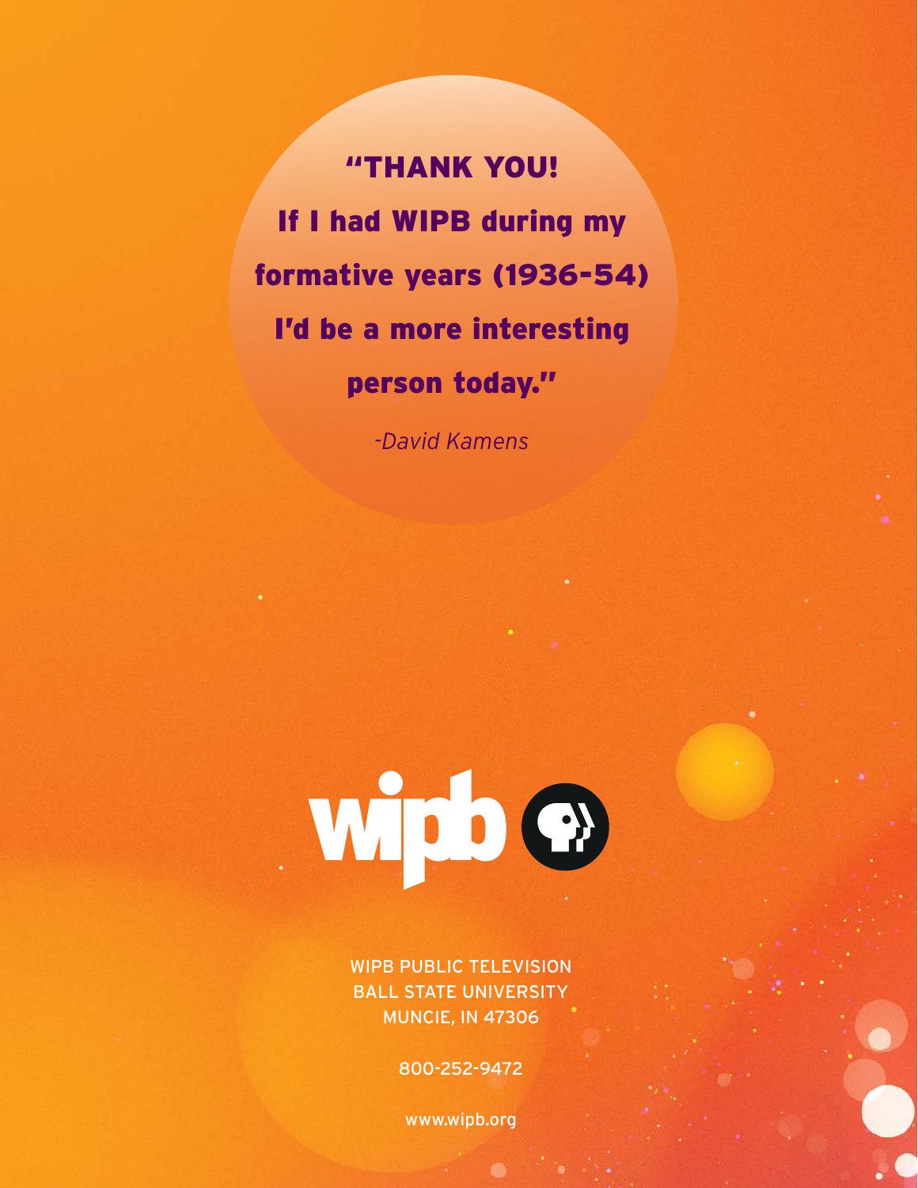**"THANK YOU!**
**If I had WIPB during my formative years (1936-54) I'd be a more interesting person today."**

*-David Kamens*

wipb

WIPB PUBLIC TELEVISION
BALL STATE UNIVERSITY
MUNCIE, IN 47306

800-252-9472

www.wipb.org